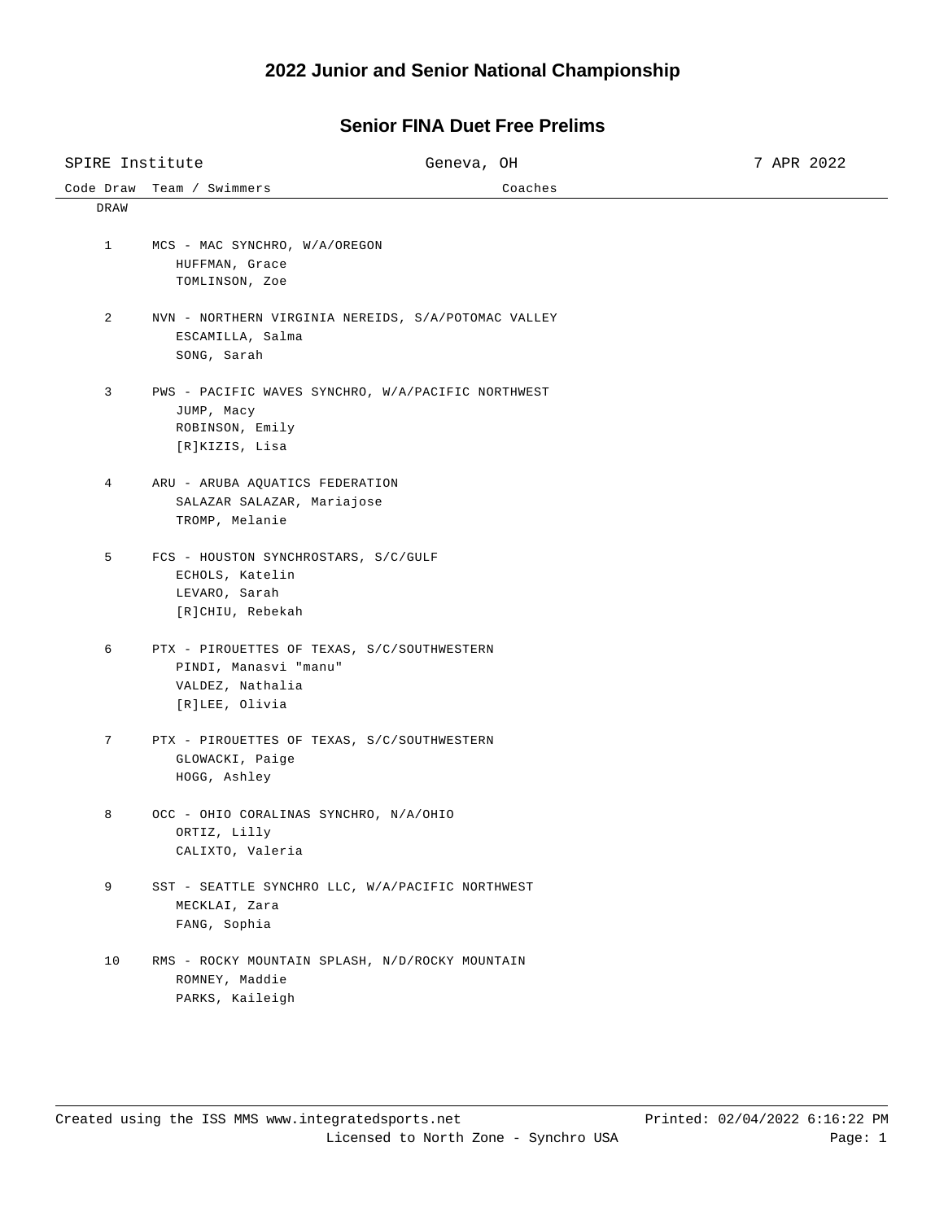# 2022 Junior and Senior National Championship

## Senior FINA Duet Free Prelims

SPIRE Institute — Geneva, OH — 7 APR 2022

| Code Draw | Team / Swimmers | Coaches |
|---|---|---|
| DRAW | | |
| 1 | MCS - MAC SYNCHRO, W/A/OREGON<br>HUFFMAN, Grace<br>TOMLINSON, Zoe | |
| 2 | NVN - NORTHERN VIRGINIA NEREIDS, S/A/POTOMAC VALLEY<br>ESCAMILLA, Salma<br>SONG, Sarah | |
| 3 | PWS - PACIFIC WAVES SYNCHRO, W/A/PACIFIC NORTHWEST<br>JUMP, Macy<br>ROBINSON, Emily<br>[R]KIZIS, Lisa | |
| 4 | ARU - ARUBA AQUATICS FEDERATION<br>SALAZAR SALAZAR, Mariajose<br>TROMP, Melanie | |
| 5 | FCS - HOUSTON SYNCHROSTARS, S/C/GULF<br>ECHOLS, Katelin<br>LEVARO, Sarah<br>[R]CHIU, Rebekah | |
| 6 | PTX - PIROUETTES OF TEXAS, S/C/SOUTHWESTERN<br>PINDI, Manasvi "manu"<br>VALDEZ, Nathalia<br>[R]LEE, Olivia | |
| 7 | PTX - PIROUETTES OF TEXAS, S/C/SOUTHWESTERN<br>GLOWACKI, Paige<br>HOGG, Ashley | |
| 8 | OCC - OHIO CORALINAS SYNCHRO, N/A/OHIO<br>ORTIZ, Lilly<br>CALIXTO, Valeria | |
| 9 | SST - SEATTLE SYNCHRO LLC, W/A/PACIFIC NORTHWEST<br>MECKLAI, Zara<br>FANG, Sophia | |
| 10 | RMS - ROCKY MOUNTAIN SPLASH, N/D/ROCKY MOUNTAIN<br>ROMNEY, Maddie<br>PARKS, Kaileigh | |

Created using the ISS MMS www.integratedsports.net — Licensed to North Zone - Synchro USA — Printed: 02/04/2022 6:16:22 PM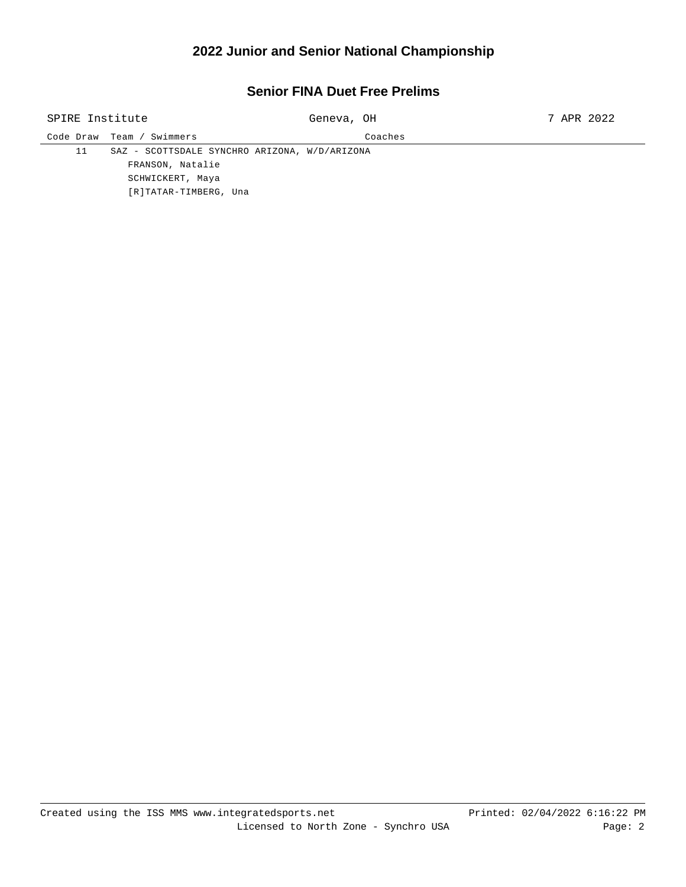## 2022 Junior and Senior National Championship

### Senior FINA Duet Free Prelims

SPIRE Institute — Geneva, OH — 7 APR 2022

| Code | Draw | Team / Swimmers | Coaches |
|---|---|---|---|
| | 11 | SAZ - SCOTTSDALE SYNCHRO ARIZONA, W/D/ARIZONA | |
| | | FRANSON, Natalie | |
| | | SCHWICKERT, Maya | |
| | | [R]TATAR-TIMBERG, Una | |

Created using the ISS MMS www.integratedsports.net — Printed: 02/04/2022 6:16:22 PM

Licensed to North Zone - Synchro USA